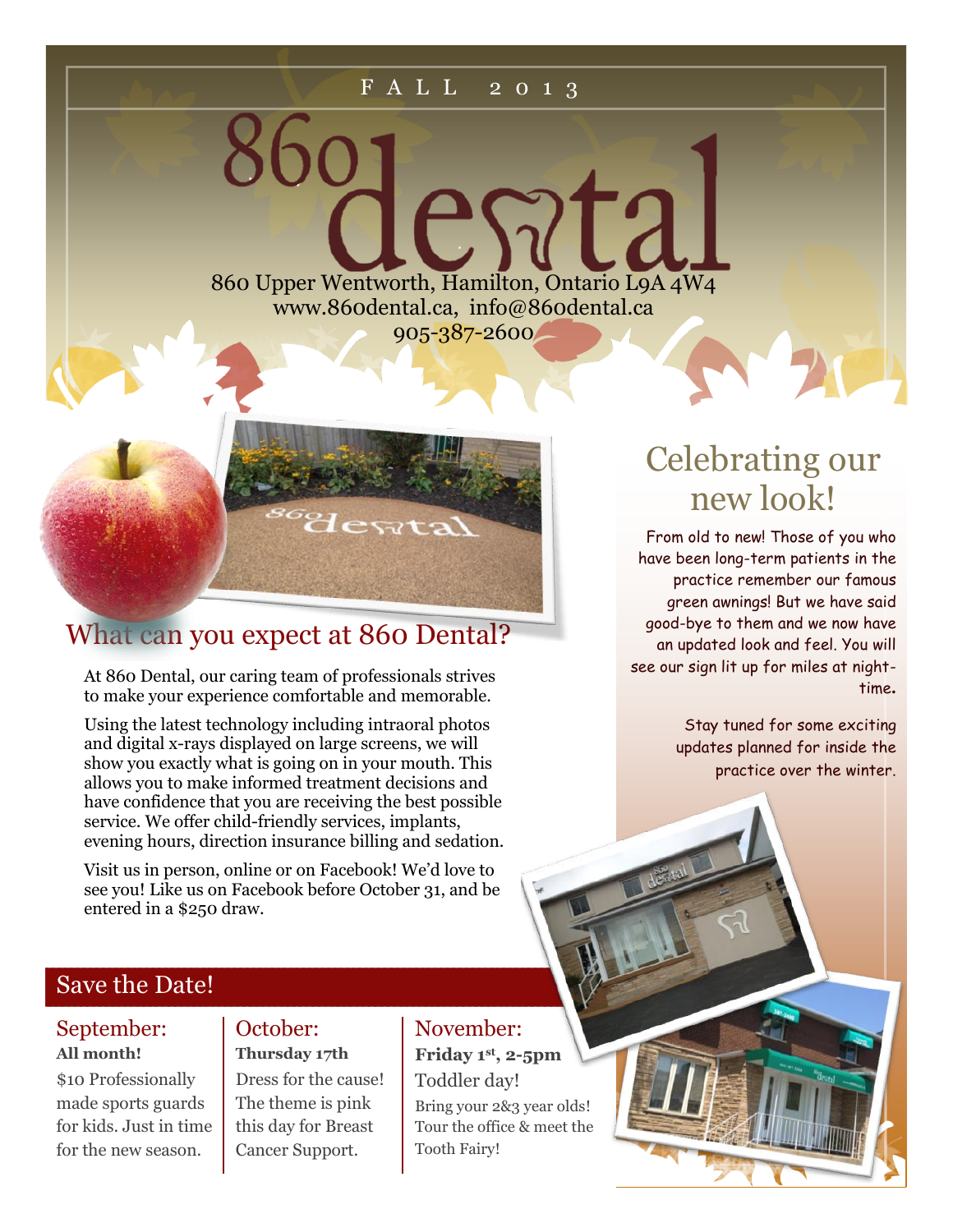FALL 2013

# 860 dental

860 Upper Wentworth, Hamilton, Ontario L9A 4W4
www.860dental.ca, info@860dental.ca
905-387-2600

## What can you expect at 860 Dental?

At 860 Dental, our caring team of professionals strives to make your experience comfortable and memorable.

Using the latest technology including intraoral photos and digital x-rays displayed on large screens, we will show you exactly what is going on in your mouth. This allows you to make informed treatment decisions and have confidence that you are receiving the best possible service. We offer child-friendly services, implants, evening hours, direction insurance billing and sedation.

Visit us in person, online or on Facebook! We'd love to see you! Like us on Facebook before October 31, and be entered in a $250 draw.

## Celebrating our new look!

From old to new! Those of you who have been long-term patients in the practice remember our famous green awnings! But we have said good-bye to them and we now have an updated look and feel. You will see our sign lit up for miles at night-time.

Stay tuned for some exciting updates planned for inside the practice over the winter.

## Save the Date!

### September:
**All month!**

$10 Professionally made sports guards for kids. Just in time for the new season.

### October:
**Thursday 17th**

Dress for the cause! The theme is pink this day for Breast Cancer Support.

### November:
**Friday 1st, 2-5pm**

Toddler day!

Bring your 2&3 year olds! Tour the office & meet the Tooth Fairy!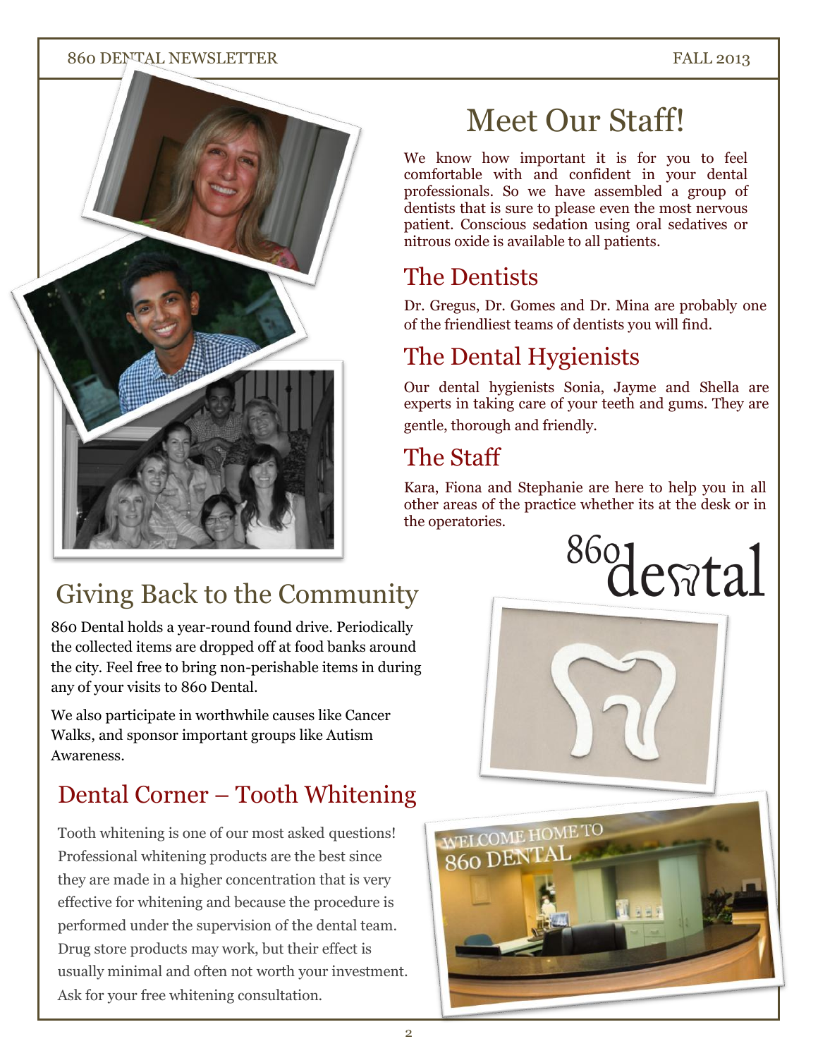# Meet Our Staff!

We know how important it is for you to feel comfortable with and confident in your dental professionals. So we have assembled a group of dentists that is sure to please even the most nervous patient. Conscious sedation using oral sedatives or nitrous oxide is available to all patients.

## The Dentists

Dr. Gregus, Dr. Gomes and Dr. Mina are probably one of the friendliest teams of dentists you will find.

## The Dental Hygienists

Our dental hygienists Sonia, Jayme and Shella are experts in taking care of your teeth and gums. They are gentle, thorough and friendly.

## The Staff

Kara, Fiona and Stephanie are here to help you in all other areas of the practice whether its at the desk or in the operatories.

# Giving Back to the Community

860 Dental holds a year-round found drive. Periodically the collected items are dropped off at food banks around the city. Feel free to bring non-perishable items in during any of your visits to 860 Dental.

We also participate in worthwhile causes like Cancer Walks, and sponsor important groups like Autism Awareness.

## Dental Corner – Tooth Whitening

Tooth whitening is one of our most asked questions! Professional whitening products are the best since they are made in a higher concentration that is very effective for whitening and because the procedure is performed under the supervision of the dental team. Drug store products may work, but their effect is usually minimal and often not worth your investment. Ask for your free whitening consultation.